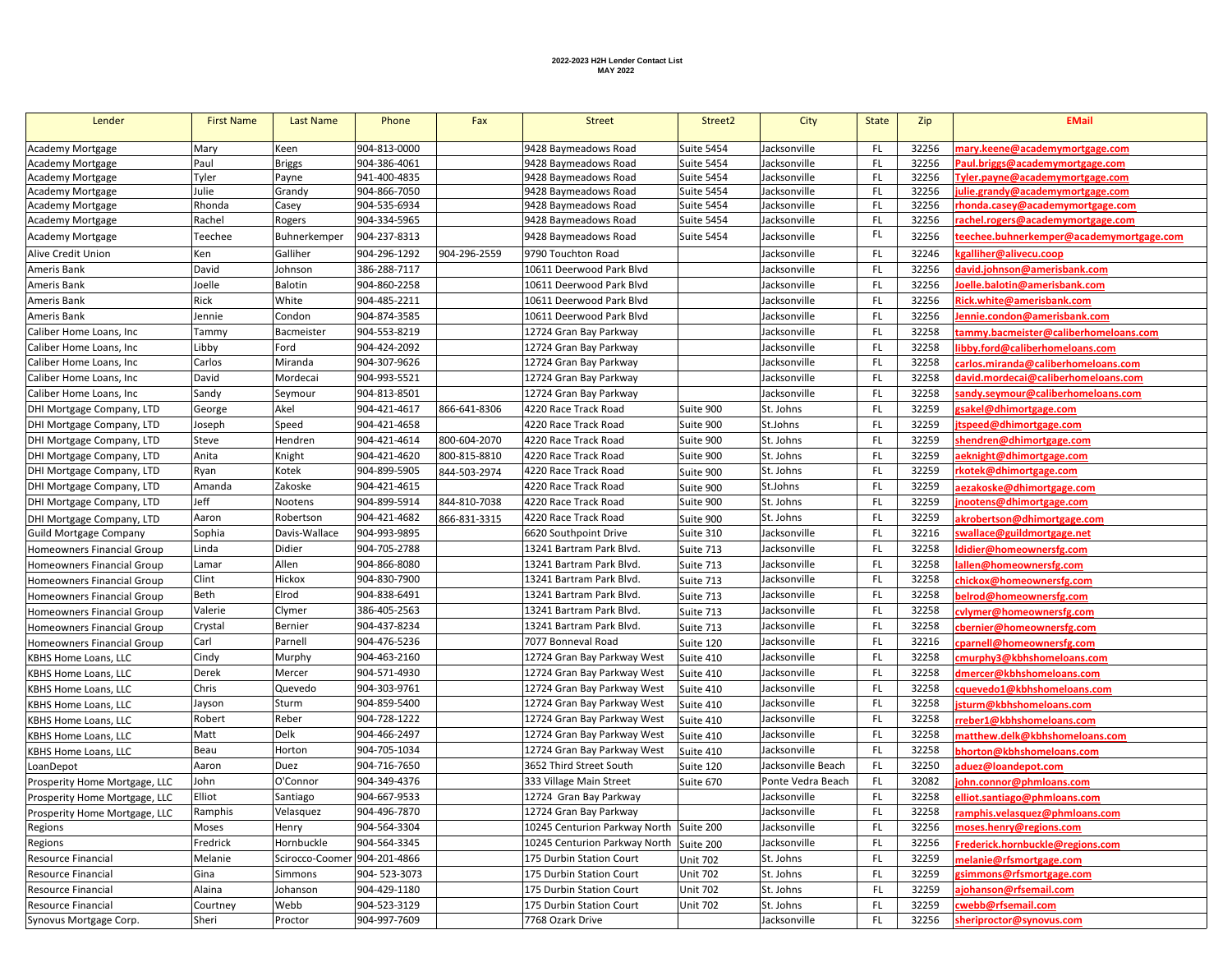**2022-2023 H2H Lender Contact List**
**MAY 2022**

| Lender | First Name | Last Name | Phone | Fax | Street | Street2 | City | State | Zip | EMail |
|---|---|---|---|---|---|---|---|---|---|---|
| Academy Mortgage | Mary | Keen | 904-813-0000 | | 9428 Baymeadows Road | Suite 5454 | Jacksonville | FL | 32256 | mary.keene@academymortgage.com |
| Academy Mortgage | Paul | Briggs | 904-386-4061 | | 9428 Baymeadows Road | Suite 5454 | Jacksonville | FL | 32256 | Paul.briggs@academymortgage.com |
| Academy Mortgage | Tyler | Payne | 941-400-4835 | | 9428 Baymeadows Road | Suite 5454 | Jacksonville | FL | 32256 | Tyler.payne@academymortgage.com |
| Academy Mortgage | Julie | Grandy | 904-866-7050 | | 9428 Baymeadows Road | Suite 5454 | Jacksonville | FL | 32256 | julie.grandy@academymortgage.com |
| Academy Mortgage | Rhonda | Casey | 904-535-6934 | | 9428 Baymeadows Road | Suite 5454 | Jacksonville | FL | 32256 | rhonda.casey@academymortgage.com |
| Academy Mortgage | Rachel | Rogers | 904-334-5965 | | 9428 Baymeadows Road | Suite 5454 | Jacksonville | FL | 32256 | rachel.rogers@academymortgage.com |
| Academy Mortgage | Teechee | Buhnerkemper | 904-237-8313 | | 9428 Baymeadows Road | Suite 5454 | Jacksonville | FL | 32256 | teechee.buhnerkemper@academymortgage.com |
| Alive Credit Union | Ken | Galliher | 904-296-1292 | 904-296-2559 | 9790 Touchton Road | | Jacksonville | FL | 32246 | kgalliher@alivecu.coop |
| Ameris Bank | David | Johnson | 386-288-7117 | | 10611 Deerwood Park Blvd | | Jacksonville | FL | 32256 | david.johnson@amerisbank.com |
| Ameris Bank | Joelle | Balotin | 904-860-2258 | | 10611 Deerwood Park Blvd | | Jacksonville | FL | 32256 | Joelle.balotin@amerisbank.com |
| Ameris Bank | Rick | White | 904-485-2211 | | 10611 Deerwood Park Blvd | | Jacksonville | FL | 32256 | Rick.white@amerisbank.com |
| Ameris Bank | Jennie | Condon | 904-874-3585 | | 10611 Deerwood Park Blvd | | Jacksonville | FL | 32256 | Jennie.condon@amerisbank.com |
| Caliber Home Loans, Inc | Tammy | Bacmeister | 904-553-8219 | | 12724 Gran Bay Parkway | | Jacksonville | FL | 32258 | tammy.bacmeister@caliberhomeloans.com |
| Caliber Home Loans, Inc | Libby | Ford | 904-424-2092 | | 12724 Gran Bay Parkway | | Jacksonville | FL | 32258 | libby.ford@caliberhomeloans.com |
| Caliber Home Loans, Inc | Carlos | Miranda | 904-307-9626 | | 12724 Gran Bay Parkway | | Jacksonville | FL | 32258 | carlos.miranda@caliberhomeloans.com |
| Caliber Home Loans, Inc | David | Mordecai | 904-993-5521 | | 12724 Gran Bay Parkway | | Jacksonville | FL | 32258 | david.mordecai@caliberhomeloans.com |
| Caliber Home Loans, Inc | Sandy | Seymour | 904-813-8501 | | 12724 Gran Bay Parkway | | Jacksonville | FL | 32258 | sandy.seymour@caliberhomeloans.com |
| DHI Mortgage Company, LTD | George | Akel | 904-421-4617 | 866-641-8306 | 4220 Race Track Road | Suite 900 | St. Johns | FL | 32259 | gsakel@dhimortgage.com |
| DHI Mortgage Company, LTD | Joseph | Speed | 904-421-4658 | | 4220 Race Track Road | Suite 900 | St.Johns | FL | 32259 | jtspeed@dhimortgage.com |
| DHI Mortgage Company, LTD | Steve | Hendren | 904-421-4614 | 800-604-2070 | 4220 Race Track Road | Suite 900 | St. Johns | FL | 32259 | shendren@dhimortgage.com |
| DHI Mortgage Company, LTD | Anita | Knight | 904-421-4620 | 800-815-8810 | 4220 Race Track Road | Suite 900 | St. Johns | FL | 32259 | aeknight@dhimortgage.com |
| DHI Mortgage Company, LTD | Ryan | Kotek | 904-899-5905 | 844-503-2974 | 4220 Race Track Road | Suite 900 | St. Johns | FL | 32259 | rkotek@dhimortgage.com |
| DHI Mortgage Company, LTD | Amanda | Zakoske | 904-421-4615 | | 4220 Race Track Road | Suite 900 | St.Johns | FL | 32259 | aezakoske@dhimortgage.com |
| DHI Mortgage Company, LTD | Jeff | Nootens | 904-899-5914 | 844-810-7038 | 4220 Race Track Road | Suite 900 | St. Johns | FL | 32259 | jnootens@dhimortgage.com |
| DHI Mortgage Company, LTD | Aaron | Robertson | 904-421-4682 | 866-831-3315 | 4220 Race Track Road | Suite 900 | St. Johns | FL | 32259 | akrobertson@dhimortgage.com |
| Guild Mortgage Company | Sophia | Davis-Wallace | 904-993-9895 | | 6620 Southpoint Drive | Suite 310 | Jacksonville | FL | 32216 | swallace@guildmortgage.net |
| Homeowners Financial Group | Linda | Didier | 904-705-2788 | | 13241 Bartram Park Blvd. | Suite 713 | Jacksonville | FL | 32258 | ldidier@homeownersfg.com |
| Homeowners Financial Group | Lamar | Allen | 904-866-8080 | | 13241 Bartram Park Blvd. | Suite 713 | Jacksonville | FL | 32258 | lallen@homeownersfg.com |
| Homeowners Financial Group | Clint | Hickox | 904-830-7900 | | 13241 Bartram Park Blvd. | Suite 713 | Jacksonville | FL | 32258 | chickox@homeownersfg.com |
| Homeowners Financial Group | Beth | Elrod | 904-838-6491 | | 13241 Bartram Park Blvd. | Suite 713 | Jacksonville | FL | 32258 | belrod@homeownersfg.com |
| Homeowners Financial Group | Valerie | Clymer | 386-405-2563 | | 13241 Bartram Park Blvd. | Suite 713 | Jacksonville | FL | 32258 | cvlymer@homeownersfg.com |
| Homeowners Financial Group | Crystal | Bernier | 904-437-8234 | | 13241 Bartram Park Blvd. | Suite 713 | Jacksonville | FL | 32258 | cbernier@homeownersfg.com |
| Homeowners Financial Group | Carl | Parnell | 904-476-5236 | | 7077 Bonneval Road | Suite 120 | Jacksonville | FL | 32216 | cparnell@homeownersfg.com |
| KBHS Home Loans, LLC | Cindy | Murphy | 904-463-2160 | | 12724 Gran Bay Parkway West | Suite 410 | Jacksonville | FL | 32258 | cmurphy3@kbhshomeloans.com |
| KBHS Home Loans, LLC | Derek | Mercer | 904-571-4930 | | 12724 Gran Bay Parkway West | Suite 410 | Jacksonville | FL | 32258 | dmercer@kbhshomeloans.com |
| KBHS Home Loans, LLC | Chris | Quevedo | 904-303-9761 | | 12724 Gran Bay Parkway West | Suite 410 | Jacksonville | FL | 32258 | cquevedo1@kbhshomeloans.com |
| KBHS Home Loans, LLC | Jayson | Sturm | 904-859-5400 | | 12724 Gran Bay Parkway West | Suite 410 | Jacksonville | FL | 32258 | jsturm@kbhshomeloans.com |
| KBHS Home Loans, LLC | Robert | Reber | 904-728-1222 | | 12724 Gran Bay Parkway West | Suite 410 | Jacksonville | FL | 32258 | rreber1@kbhshomeloans.com |
| KBHS Home Loans, LLC | Matt | Delk | 904-466-2497 | | 12724 Gran Bay Parkway West | Suite 410 | Jacksonville | FL | 32258 | matthew.delk@kbhshomeloans.com |
| KBHS Home Loans, LLC | Beau | Horton | 904-705-1034 | | 12724 Gran Bay Parkway West | Suite 410 | Jacksonville | FL | 32258 | bhorton@kbhshomeloans.com |
| LoanDepot | Aaron | Duez | 904-716-7650 | | 3652 Third Street South | Suite 120 | Jacksonville Beach | FL | 32250 | aduez@loandepot.com |
| Prosperity Home Mortgage, LLC | John | O'Connor | 904-349-4376 | | 333 Village Main Street | Suite 670 | Ponte Vedra Beach | FL | 32082 | john.connor@phmloans.com |
| Prosperity Home Mortgage, LLC | Elliot | Santiago | 904-667-9533 | | 12724 Gran Bay Parkway | | Jacksonville | FL | 32258 | elliot.santiago@phmloans.com |
| Prosperity Home Mortgage, LLC | Ramphis | Velasquez | 904-496-7870 | | 12724 Gran Bay Parkway | | Jacksonville | FL | 32258 | ramphis.velasquez@phmloans.com |
| Regions | Moses | Henry | 904-564-3304 | | 10245 Centurion Parkway North | Suite 200 | Jacksonville | FL | 32256 | moses.henry@regions.com |
| Regions | Fredrick | Hornbuckle | 904-564-3345 | | 10245 Centurion Parkway North | Suite 200 | Jacksonville | FL | 32256 | Frederick.hornbuckle@regions.com |
| Resource Financial | Melanie | Scirocco-Coomer | 904-201-4866 | | 175 Durbin Station Court | Unit 702 | St. Johns | FL | 32259 | melanie@rfsmortgage.com |
| Resource Financial | Gina | Simmons | 904- 523-3073 | | 175 Durbin Station Court | Unit 702 | St. Johns | FL | 32259 | gsimmons@rfsmortgage.com |
| Resource Financial | Alaina | Johanson | 904-429-1180 | | 175 Durbin Station Court | Unit 702 | St. Johns | FL | 32259 | ajohanson@rfsemail.com |
| Resource Financial | Courtney | Webb | 904-523-3129 | | 175 Durbin Station Court | Unit 702 | St. Johns | FL | 32259 | cwebb@rfsemail.com |
| Synovus Mortgage Corp. | Sheri | Proctor | 904-997-7609 | | 7768 Ozark Drive | | Jacksonville | FL | 32256 | sheriproctor@synovus.com |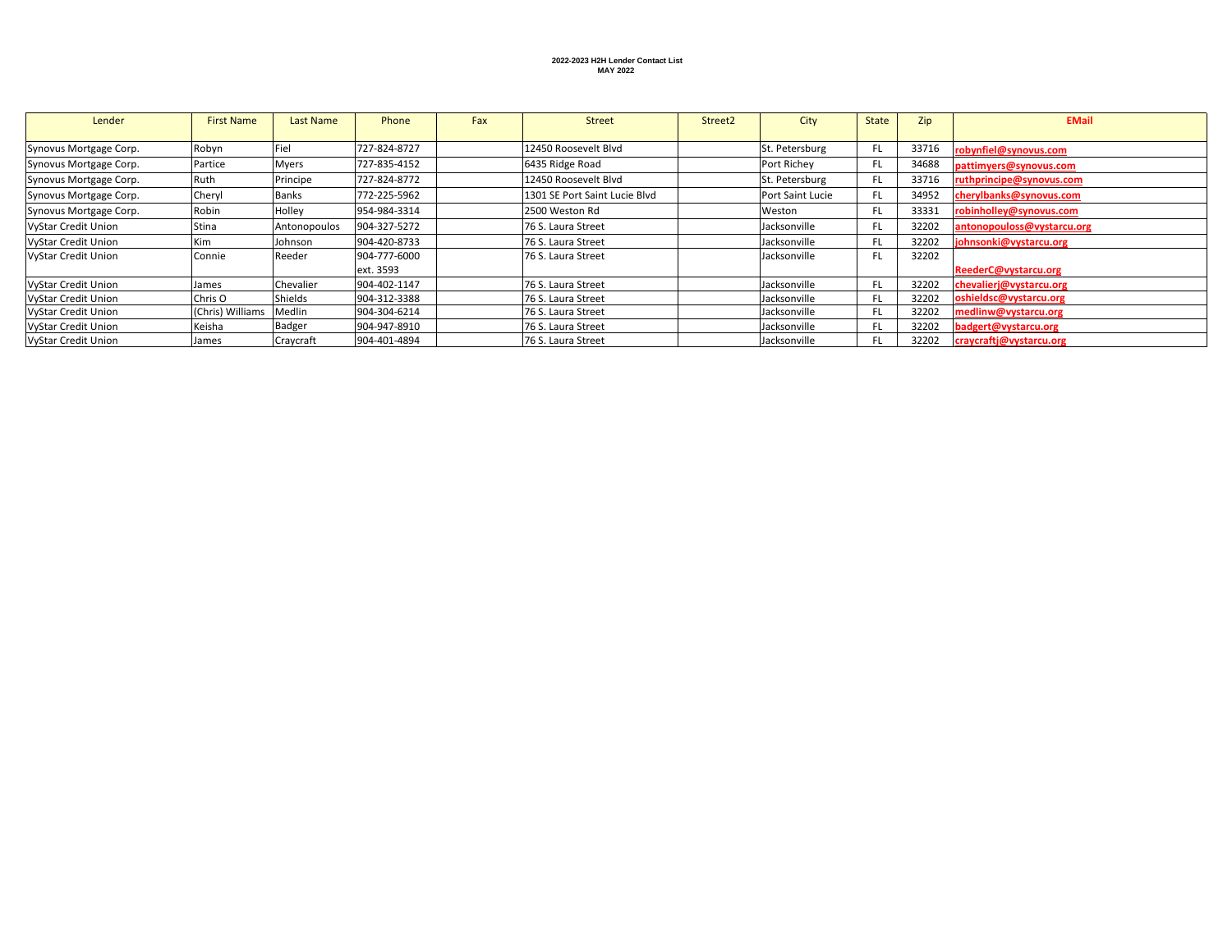**2022-2023 H2H Lender Contact List**
**MAY 2022**

| Lender | First Name | Last Name | Phone | Fax | Street | Street2 | City | State | Zip | EMail |
|---|---|---|---|---|---|---|---|---|---|---|
| Synovus Mortgage Corp. | Robyn | Fiel | 727-824-8727 | | 12450 Roosevelt Blvd | | St. Petersburg | FL | 33716 | robynfiel@synovus.com |
| Synovus Mortgage Corp. | Partice | Myers | 727-835-4152 | | 6435 Ridge Road | | Port Richey | FL | 34688 | pattimyers@synovus.com |
| Synovus Mortgage Corp. | Ruth | Principe | 727-824-8772 | | 12450 Roosevelt Blvd | | St. Petersburg | FL | 33716 | ruthprincipe@synovus.com |
| Synovus Mortgage Corp. | Cheryl | Banks | 772-225-5962 | | 1301 SE Port Saint Lucie Blvd | | Port Saint Lucie | FL | 34952 | cherylbanks@synovus.com |
| Synovus Mortgage Corp. | Robin | Holley | 954-984-3314 | | 2500 Weston Rd | | Weston | FL | 33331 | robinholley@synovus.com |
| VyStar Credit Union | Stina | Antonopoulos | 904-327-5272 | | 76 S. Laura Street | | Jacksonville | FL | 32202 | antonopouloss@vystarcu.org |
| VyStar Credit Union | Kim | Johnson | 904-420-8733 | | 76 S. Laura Street | | Jacksonville | FL | 32202 | johnsonki@vystarcu.org |
| VyStar Credit Union | Connie | Reeder | 904-777-6000 ext. 3593 | | 76 S. Laura Street | | Jacksonville | FL | 32202 | ReederC@vystarcu.org |
| VyStar Credit Union | James | Chevalier | 904-402-1147 | | 76 S. Laura Street | | Jacksonville | FL | 32202 | chevalierj@vystarcu.org |
| VyStar Credit Union | Chris O | Shields | 904-312-3388 | | 76 S. Laura Street | | Jacksonville | FL | 32202 | oshieldsc@vystarcu.org |
| VyStar Credit Union | (Chris) Williams | Medlin | 904-304-6214 | | 76 S. Laura Street | | Jacksonville | FL | 32202 | medlinw@vystarcu.org |
| VyStar Credit Union | Keisha | Badger | 904-947-8910 | | 76 S. Laura Street | | Jacksonville | FL | 32202 | badgert@vystarcu.org |
| VyStar Credit Union | James | Craycraft | 904-401-4894 | | 76 S. Laura Street | | Jacksonville | FL | 32202 | craycraftj@vystarcu.org |